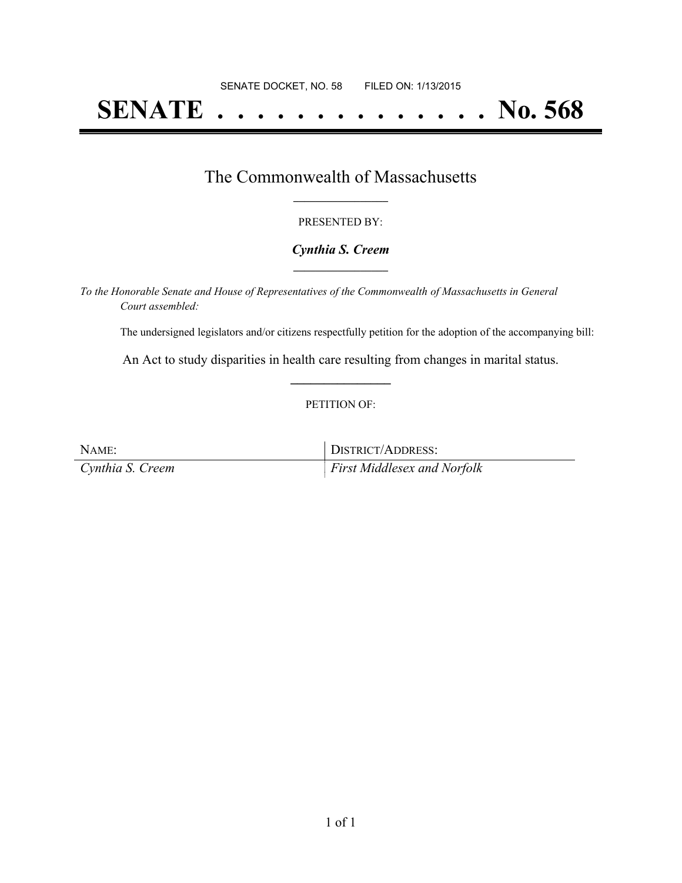SENATE DOCKET, NO. 58        FILED ON: 1/13/2015

# SENATE . . . . . . . . . . . . . . No. 568

## The Commonwealth of Massachusetts

PRESENTED BY:

***Cynthia S. Creem***

*To the Honorable Senate and House of Representatives of the Commonwealth of Massachusetts in General Court assembled:*

The undersigned legislators and/or citizens respectfully petition for the adoption of the accompanying bill:

An Act to study disparities in health care resulting from changes in marital status.

PETITION OF:

| NAME: | DISTRICT/ADDRESS: |
| --- | --- |
| *Cynthia S. Creem* | *First Middlesex and Norfolk* |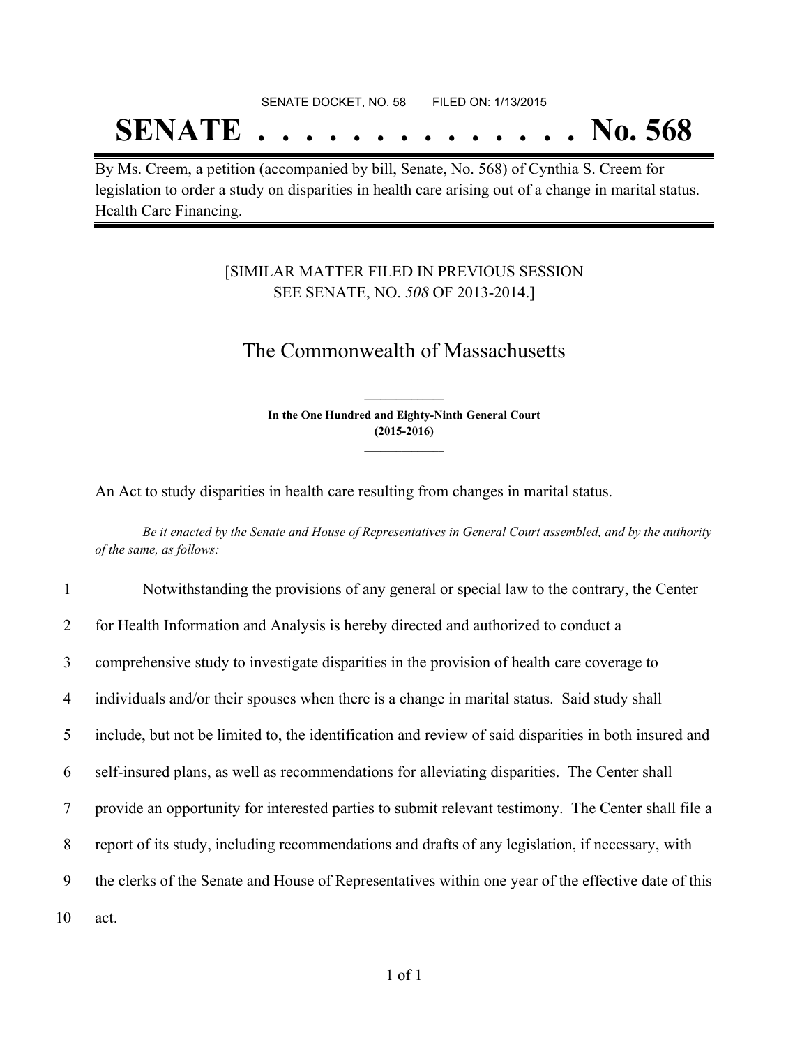SENATE DOCKET, NO. 58 FILED ON: 1/13/2015

# SENATE . . . . . . . . . . . . . . No. 568

By Ms. Creem, a petition (accompanied by bill, Senate, No. 568) of Cynthia S. Creem for legislation to order a study on disparities in health care arising out of a change in marital status. Health Care Financing.

[SIMILAR MATTER FILED IN PREVIOUS SESSION SEE SENATE, NO. *508* OF 2013-2014.]

## The Commonwealth of Massachusetts

**In the One Hundred and Eighty-Ninth General Court (2015-2016)**

An Act to study disparities in health care resulting from changes in marital status.

*Be it enacted by the Senate and House of Representatives in General Court assembled, and by the authority of the same, as follows:*

1 Notwithstanding the provisions of any general or special law to the contrary, the Center
2 for Health Information and Analysis is hereby directed and authorized to conduct a
3 comprehensive study to investigate disparities in the provision of health care coverage to
4 individuals and/or their spouses when there is a change in marital status. Said study shall
5 include, but not be limited to, the identification and review of said disparities in both insured and
6 self-insured plans, as well as recommendations for alleviating disparities. The Center shall
7 provide an opportunity for interested parties to submit relevant testimony. The Center shall file a
8 report of its study, including recommendations and drafts of any legislation, if necessary, with
9 the clerks of the Senate and House of Representatives within one year of the effective date of this
10 act.